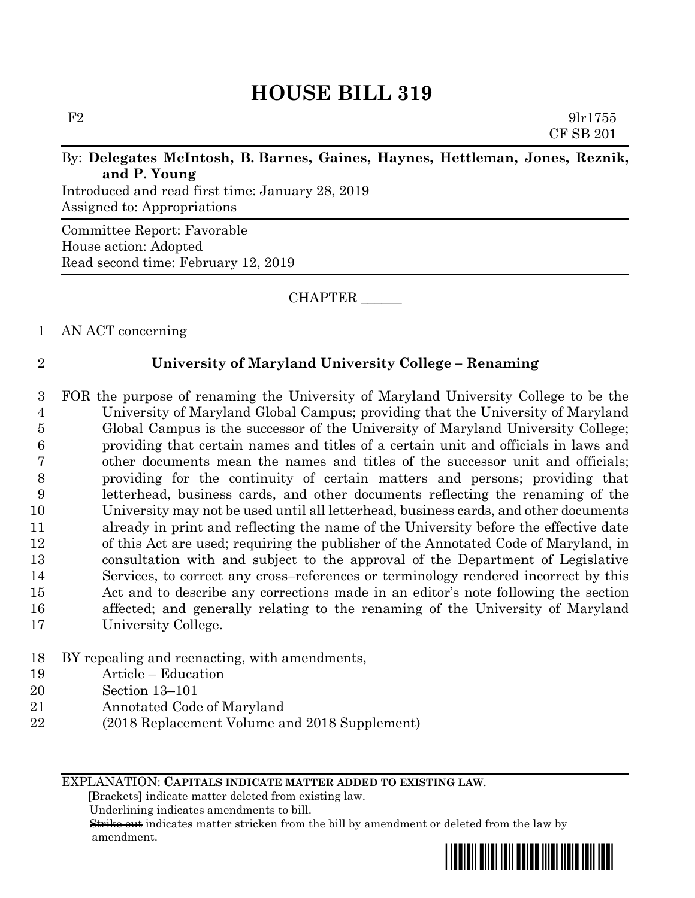# HOUSE BILL 319

F2 9lr1755
CF SB 201

By: **Delegates McIntosh, B. Barnes, Gaines, Haynes, Hettleman, Jones, Reznik, and P. Young**

Introduced and read first time: January 28, 2019
Assigned to: Appropriations

Committee Report: Favorable
House action: Adopted
Read second time: February 12, 2019

CHAPTER ______

AN ACT concerning

**University of Maryland University College – Renaming**

FOR the purpose of renaming the University of Maryland University College to be the University of Maryland Global Campus; providing that the University of Maryland Global Campus is the successor of the University of Maryland University College; providing that certain names and titles of a certain unit and officials in laws and other documents mean the names and titles of the successor unit and officials; providing for the continuity of certain matters and persons; providing that letterhead, business cards, and other documents reflecting the renaming of the University may not be used until all letterhead, business cards, and other documents already in print and reflecting the name of the University before the effective date of this Act are used; requiring the publisher of the Annotated Code of Maryland, in consultation with and subject to the approval of the Department of Legislative Services, to correct any cross–references or terminology rendered incorrect by this Act and to describe any corrections made in an editor's note following the section affected; and generally relating to the renaming of the University of Maryland University College.

BY repealing and reenacting, with amendments,
Article – Education
Section 13–101
Annotated Code of Maryland
(2018 Replacement Volume and 2018 Supplement)

EXPLANATION: **CAPITALS INDICATE MATTER ADDED TO EXISTING LAW.**
**[**Brackets**]** indicate matter deleted from existing law.
Underlining indicates amendments to bill.
~~Strike out~~ indicates matter stricken from the bill by amendment or deleted from the law by amendment.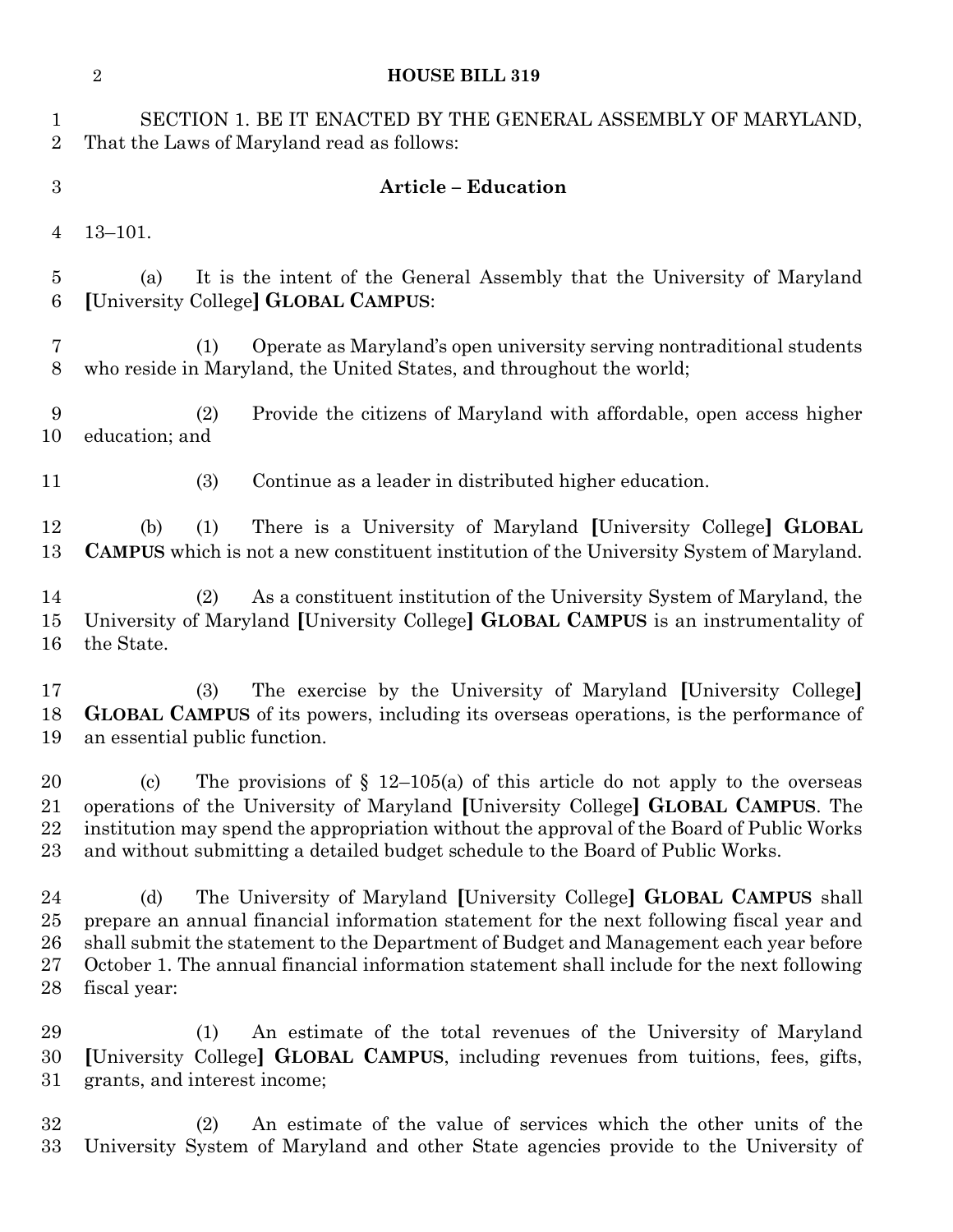SECTION 1. BE IT ENACTED BY THE GENERAL ASSEMBLY OF MARYLAND, That the Laws of Maryland read as follows:

**Article – Education**

13–101.

(a) It is the intent of the General Assembly that the University of Maryland [University College] **GLOBAL CAMPUS**:

(1) Operate as Maryland's open university serving nontraditional students who reside in Maryland, the United States, and throughout the world;

(2) Provide the citizens of Maryland with affordable, open access higher education; and

(3) Continue as a leader in distributed higher education.

(b) (1) There is a University of Maryland [University College] **GLOBAL CAMPUS** which is not a new constituent institution of the University System of Maryland.

(2) As a constituent institution of the University System of Maryland, the University of Maryland [University College] **GLOBAL CAMPUS** is an instrumentality of the State.

(3) The exercise by the University of Maryland [University College] **GLOBAL CAMPUS** of its powers, including its overseas operations, is the performance of an essential public function.

(c) The provisions of § 12–105(a) of this article do not apply to the overseas operations of the University of Maryland [University College] **GLOBAL CAMPUS**. The institution may spend the appropriation without the approval of the Board of Public Works and without submitting a detailed budget schedule to the Board of Public Works.

(d) The University of Maryland [University College] **GLOBAL CAMPUS** shall prepare an annual financial information statement for the next following fiscal year and shall submit the statement to the Department of Budget and Management each year before October 1. The annual financial information statement shall include for the next following fiscal year:

(1) An estimate of the total revenues of the University of Maryland [University College] **GLOBAL CAMPUS**, including revenues from tuitions, fees, gifts, grants, and interest income;

(2) An estimate of the value of services which the other units of the University System of Maryland and other State agencies provide to the University of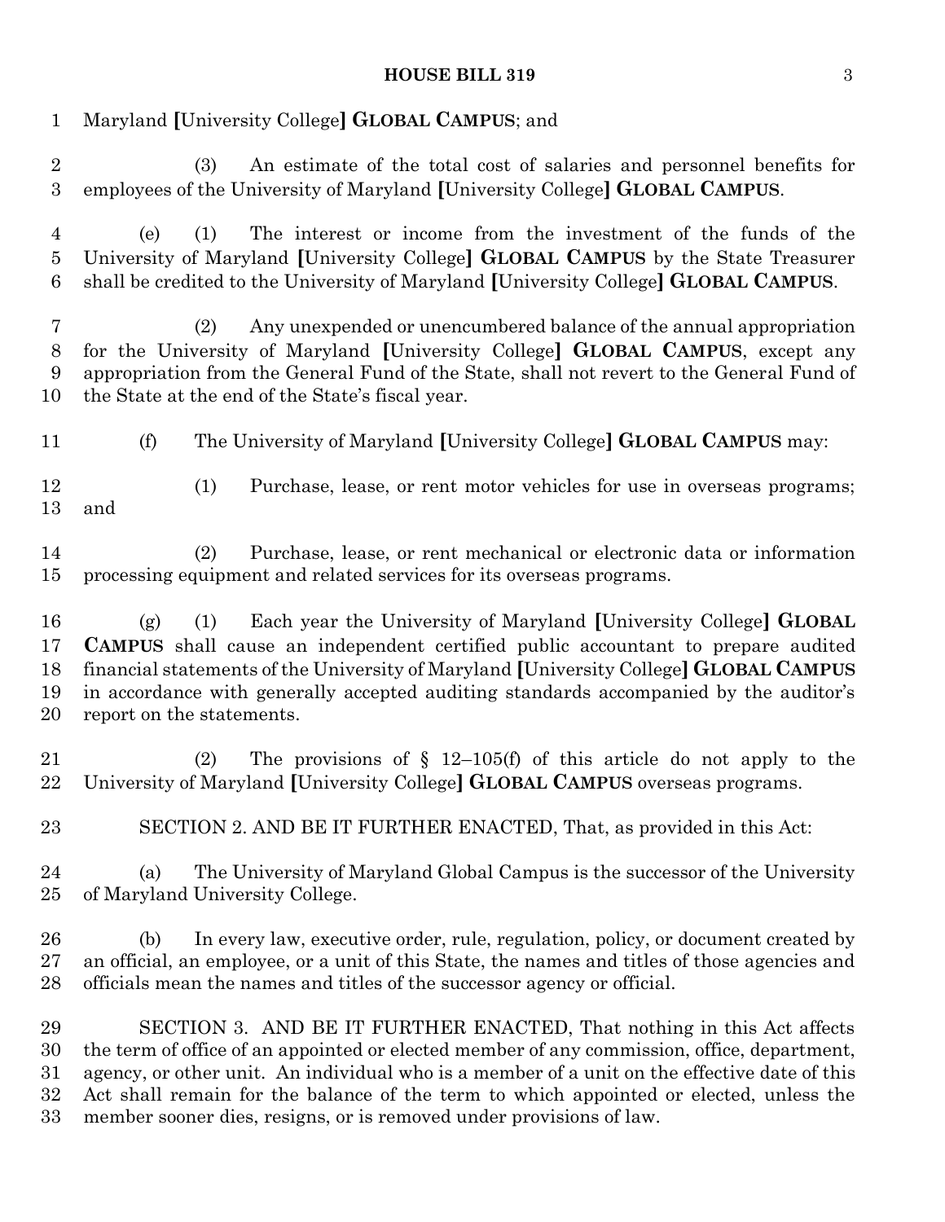Maryland [University College] **GLOBAL CAMPUS**; and

(3) An estimate of the total cost of salaries and personnel benefits for employees of the University of Maryland [University College] **GLOBAL CAMPUS**.

(e) (1) The interest or income from the investment of the funds of the University of Maryland [University College] **GLOBAL CAMPUS** by the State Treasurer shall be credited to the University of Maryland [University College] **GLOBAL CAMPUS**.

(2) Any unexpended or unencumbered balance of the annual appropriation for the University of Maryland [University College] **GLOBAL CAMPUS**, except any appropriation from the General Fund of the State, shall not revert to the General Fund of the State at the end of the State's fiscal year.

(f) The University of Maryland [University College] **GLOBAL CAMPUS** may:

(1) Purchase, lease, or rent motor vehicles for use in overseas programs; and

(2) Purchase, lease, or rent mechanical or electronic data or information processing equipment and related services for its overseas programs.

(g) (1) Each year the University of Maryland [University College] **GLOBAL CAMPUS** shall cause an independent certified public accountant to prepare audited financial statements of the University of Maryland [University College] **GLOBAL CAMPUS** in accordance with generally accepted auditing standards accompanied by the auditor's report on the statements.

(2) The provisions of § 12–105(f) of this article do not apply to the University of Maryland [University College] **GLOBAL CAMPUS** overseas programs.

SECTION 2. AND BE IT FURTHER ENACTED, That, as provided in this Act:

(a) The University of Maryland Global Campus is the successor of the University of Maryland University College.

(b) In every law, executive order, rule, regulation, policy, or document created by an official, an employee, or a unit of this State, the names and titles of those agencies and officials mean the names and titles of the successor agency or official.

SECTION 3. AND BE IT FURTHER ENACTED, That nothing in this Act affects the term of office of an appointed or elected member of any commission, office, department, agency, or other unit. An individual who is a member of a unit on the effective date of this Act shall remain for the balance of the term to which appointed or elected, unless the member sooner dies, resigns, or is removed under provisions of law.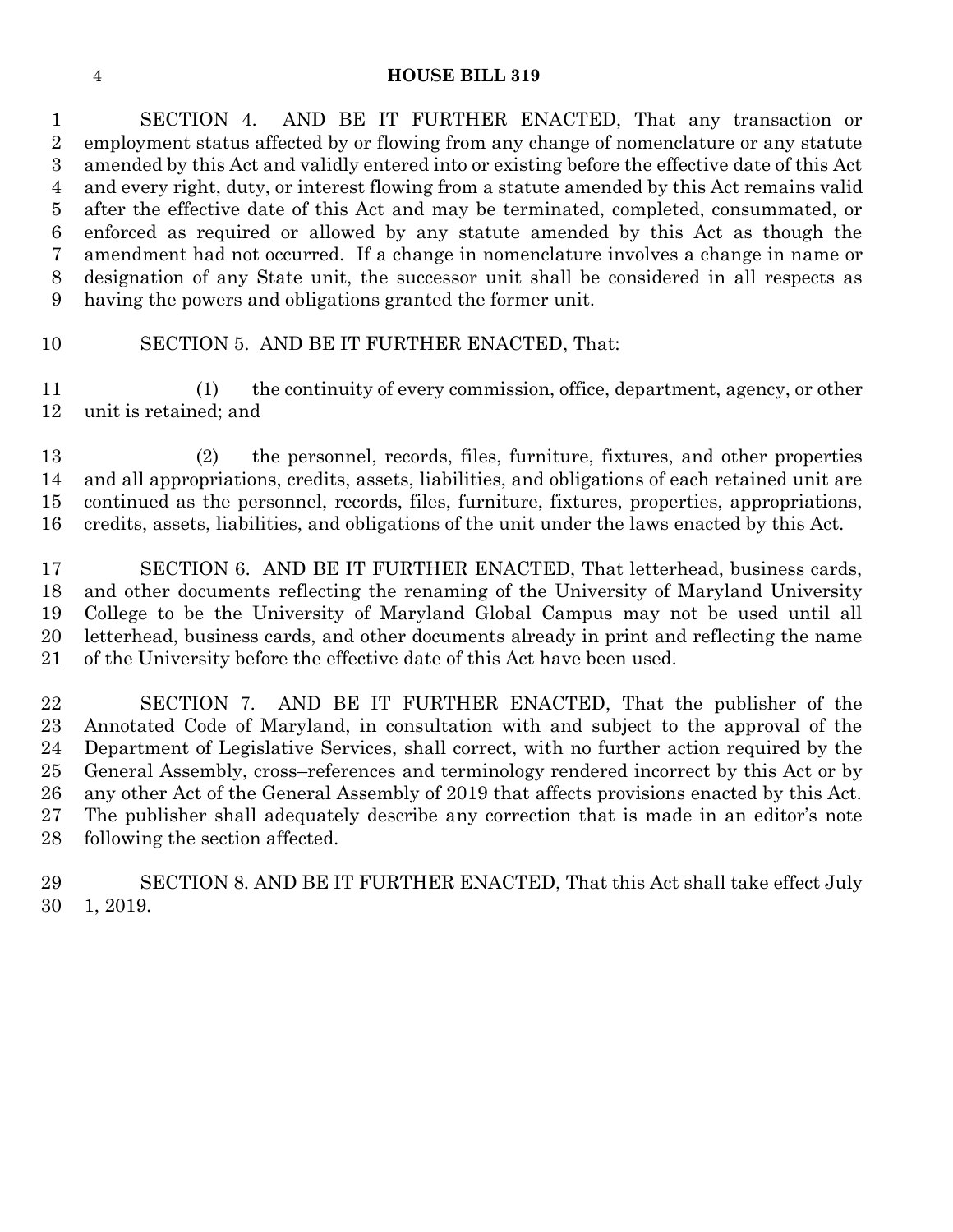SECTION 4. AND BE IT FURTHER ENACTED, That any transaction or employment status affected by or flowing from any change of nomenclature or any statute amended by this Act and validly entered into or existing before the effective date of this Act and every right, duty, or interest flowing from a statute amended by this Act remains valid after the effective date of this Act and may be terminated, completed, consummated, or enforced as required or allowed by any statute amended by this Act as though the amendment had not occurred. If a change in nomenclature involves a change in name or designation of any State unit, the successor unit shall be considered in all respects as having the powers and obligations granted the former unit.

SECTION 5. AND BE IT FURTHER ENACTED, That:

(1) the continuity of every commission, office, department, agency, or other unit is retained; and

(2) the personnel, records, files, furniture, fixtures, and other properties and all appropriations, credits, assets, liabilities, and obligations of each retained unit are continued as the personnel, records, files, furniture, fixtures, properties, appropriations, credits, assets, liabilities, and obligations of the unit under the laws enacted by this Act.

SECTION 6. AND BE IT FURTHER ENACTED, That letterhead, business cards, and other documents reflecting the renaming of the University of Maryland University College to be the University of Maryland Global Campus may not be used until all letterhead, business cards, and other documents already in print and reflecting the name of the University before the effective date of this Act have been used.

SECTION 7. AND BE IT FURTHER ENACTED, That the publisher of the Annotated Code of Maryland, in consultation with and subject to the approval of the Department of Legislative Services, shall correct, with no further action required by the General Assembly, cross–references and terminology rendered incorrect by this Act or by any other Act of the General Assembly of 2019 that affects provisions enacted by this Act. The publisher shall adequately describe any correction that is made in an editor's note following the section affected.

SECTION 8. AND BE IT FURTHER ENACTED, That this Act shall take effect July 1, 2019.